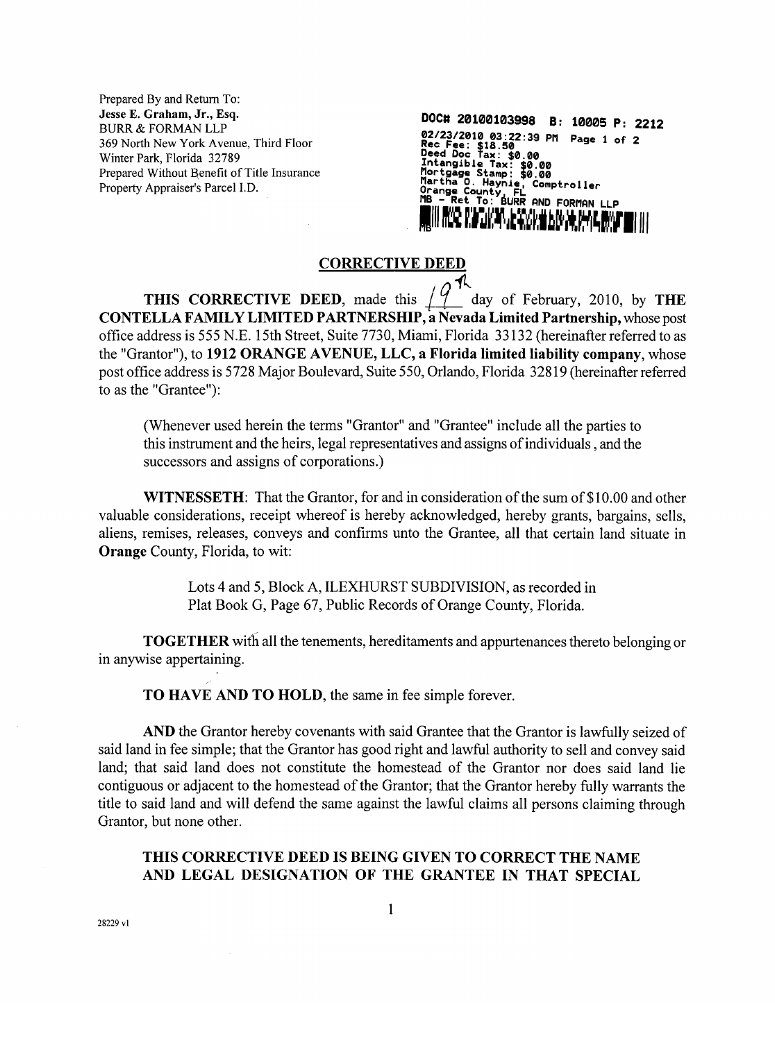Prepared By and Return To:
**Jesse E. Graham, Jr., Esq.**
BURR & FORMAN LLP
369 North New York Avenue, Third Floor
Winter Park, Florida 32789
Prepared Without Benefit of Title Insurance
Property Appraiser's Parcel I.D.

DOC# 20100103998 B: 10005 P: 2212
02/23/2010 03:22:39 PM Page 1 of 2
Rec Fee: $18.50
Deed Doc Tax: $0.00
Intangible Tax: $0.00
Mortgage Stamp: $0.00
Martha O. Haynie, Comptroller
Orange County, FL
MB - Ret To: BURR AND FORMAN LLP

## CORRECTIVE DEED

**THIS CORRECTIVE DEED**, made this 19th day of February, 2010, by **THE CONTELLA FAMILY LIMITED PARTNERSHIP, a Nevada Limited Partnership,** whose post office address is 555 N.E. 15th Street, Suite 7730, Miami, Florida 33132 (hereinafter referred to as the "Grantor"), to **1912 ORANGE AVENUE, LLC, a Florida limited liability company**, whose post office address is 5728 Major Boulevard, Suite 550, Orlando, Florida 32819 (hereinafter referred to as the "Grantee"):

(Whenever used herein the terms "Grantor" and "Grantee" include all the parties to this instrument and the heirs, legal representatives and assigns of individuals , and the successors and assigns of corporations.)

**WITNESSETH**: That the Grantor, for and in consideration of the sum of $10.00 and other valuable considerations, receipt whereof is hereby acknowledged, hereby grants, bargains, sells, aliens, remises, releases, conveys and confirms unto the Grantee, all that certain land situate in **Orange** County, Florida, to wit:

> Lots 4 and 5, Block A, ILEXHURST SUBDIVISION, as recorded in Plat Book G, Page 67, Public Records of Orange County, Florida.

**TOGETHER** with all the tenements, hereditaments and appurtenances thereto belonging or in anywise appertaining.

**TO HAVE AND TO HOLD**, the same in fee simple forever.

**AND** the Grantor hereby covenants with said Grantee that the Grantor is lawfully seized of said land in fee simple; that the Grantor has good right and lawful authority to sell and convey said land; that said land does not constitute the homestead of the Grantor nor does said land lie contiguous or adjacent to the homestead of the Grantor; that the Grantor hereby fully warrants the title to said land and will defend the same against the lawful claims all persons claiming through Grantor, but none other.

**THIS CORRECTIVE DEED IS BEING GIVEN TO CORRECT THE NAME AND LEGAL DESIGNATION OF THE GRANTEE IN THAT SPECIAL**

28229 v1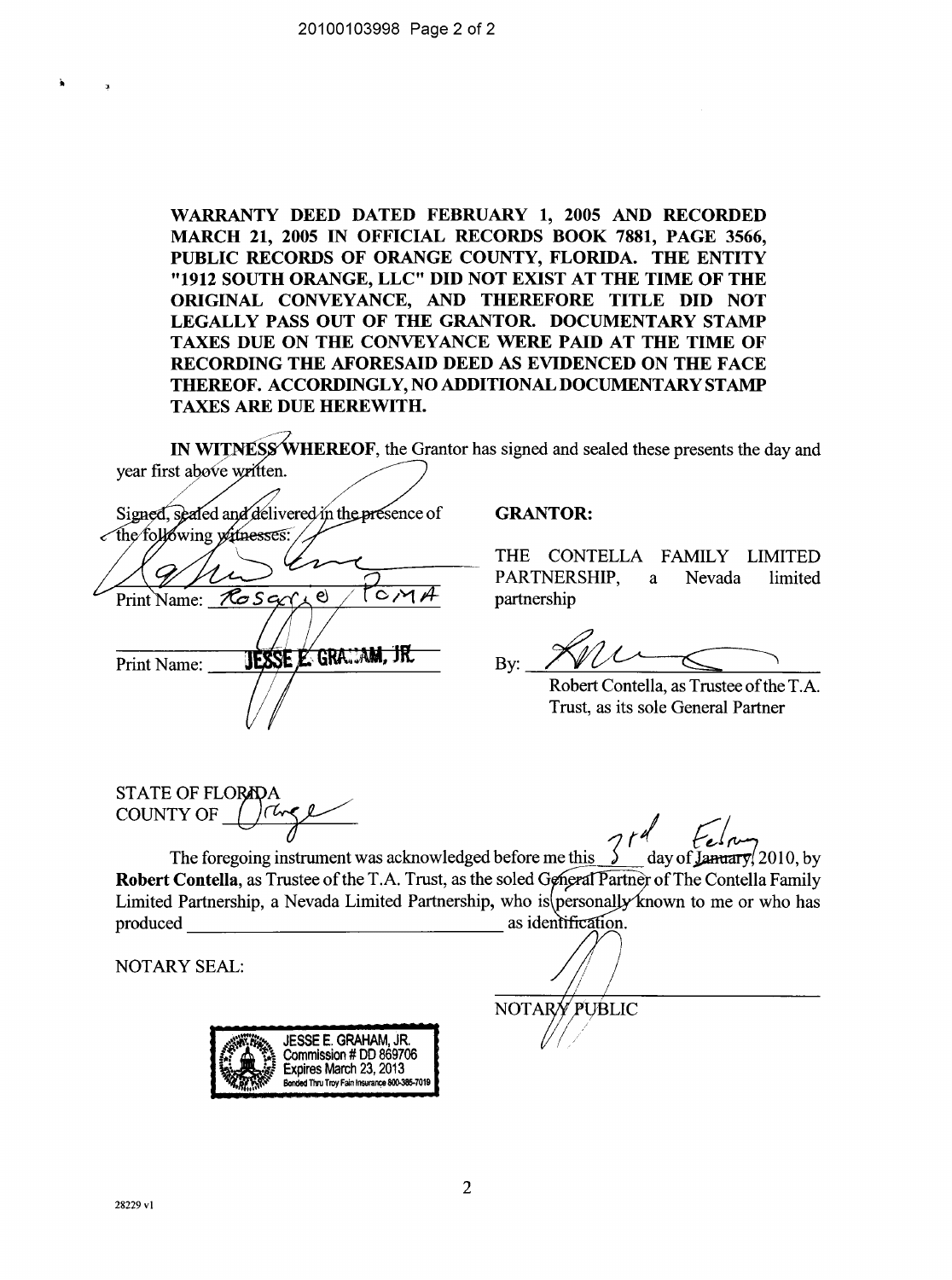**WARRANTY DEED DATED FEBRUARY 1, 2005 AND RECORDED MARCH 21, 2005 IN OFFICIAL RECORDS BOOK 7881, PAGE 3566, PUBLIC RECORDS OF ORANGE COUNTY, FLORIDA. THE ENTITY "1912 SOUTH ORANGE, LLC" DID NOT EXIST AT THE TIME OF THE ORIGINAL CONVEYANCE, AND THEREFORE TITLE DID NOT LEGALLY PASS OUT OF THE GRANTOR. DOCUMENTARY STAMP TAXES DUE ON THE CONVEYANCE WERE PAID AT THE TIME OF RECORDING THE AFORESAID DEED AS EVIDENCED ON THE FACE THEREOF. ACCORDINGLY, NO ADDITIONAL DOCUMENTARY STAMP TAXES ARE DUE HEREWITH.**

**IN WITNESS WHEREOF**, the Grantor has signed and sealed these presents the day and year first above written.

Signed, sealed and delivered in the presence of the following witnesses:

Print Name: Rosario Toma

Print Name: JESSE E. GRAHAM, JR.

**GRANTOR:**

THE CONTELLA FAMILY LIMITED PARTNERSHIP, a Nevada limited partnership

By: ______________________

Robert Contella, as Trustee of the T.A. Trust, as its sole General Partner

STATE OF FLORIDA
COUNTY OF Orange

The foregoing instrument was acknowledged before me this 3rd day of ~~January~~ February, 2010, by **Robert Contella**, as Trustee of the T.A. Trust, as the soled General Partner of The Contella Family Limited Partnership, a Nevada Limited Partnership, who is personally known to me or who has produced ______________________ as identification.

NOTARY SEAL:

JESSE E. GRAHAM, JR.
Commission # DD 869706
Expires March 23, 2013
Bonded Thru Troy Fain Insurance 800-385-7019

______________________
NOTARY PUBLIC

28229 v1